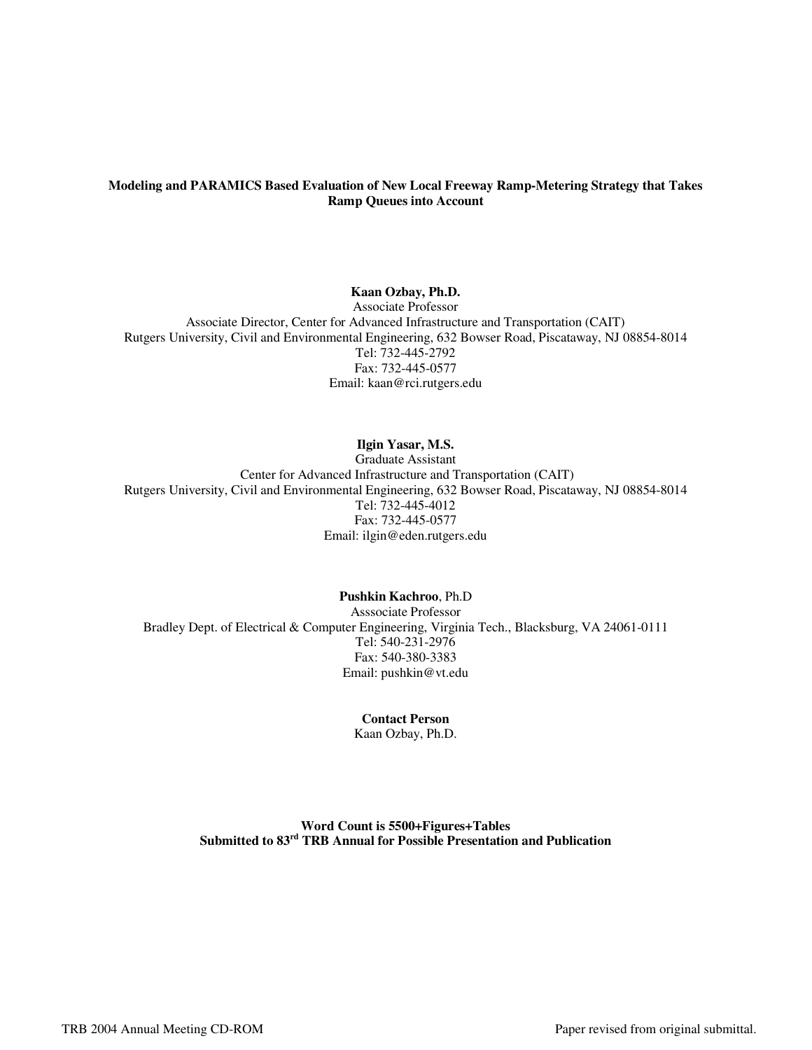**Modeling and PARAMICS Based Evaluation of New Local Freeway Ramp-Metering Strategy that Takes Ramp Queues into Account**

**Kaan Ozbay, Ph.D.**
Associate Professor
Associate Director, Center for Advanced Infrastructure and Transportation (CAIT)
Rutgers University, Civil and Environmental Engineering, 632 Bowser Road, Piscataway, NJ 08854-8014
Tel: 732-445-2792
Fax: 732-445-0577
Email: kaan@rci.rutgers.edu

**Ilgin Yasar, M.S.**
Graduate Assistant
Center for Advanced Infrastructure and Transportation (CAIT)
Rutgers University, Civil and Environmental Engineering, 632 Bowser Road, Piscataway, NJ 08854-8014
Tel: 732-445-4012
Fax: 732-445-0577
Email: ilgin@eden.rutgers.edu

**Pushkin Kachroo**, Ph.D
Asssociate Professor
Bradley Dept. of Electrical & Computer Engineering, Virginia Tech., Blacksburg, VA 24061-0111
Tel: 540-231-2976
Fax: 540-380-3383
Email: pushkin@vt.edu

**Contact Person**
Kaan Ozbay, Ph.D.

**Word Count is 5500+Figures+Tables**
**Submitted to 83rd TRB Annual for Possible Presentation and Publication**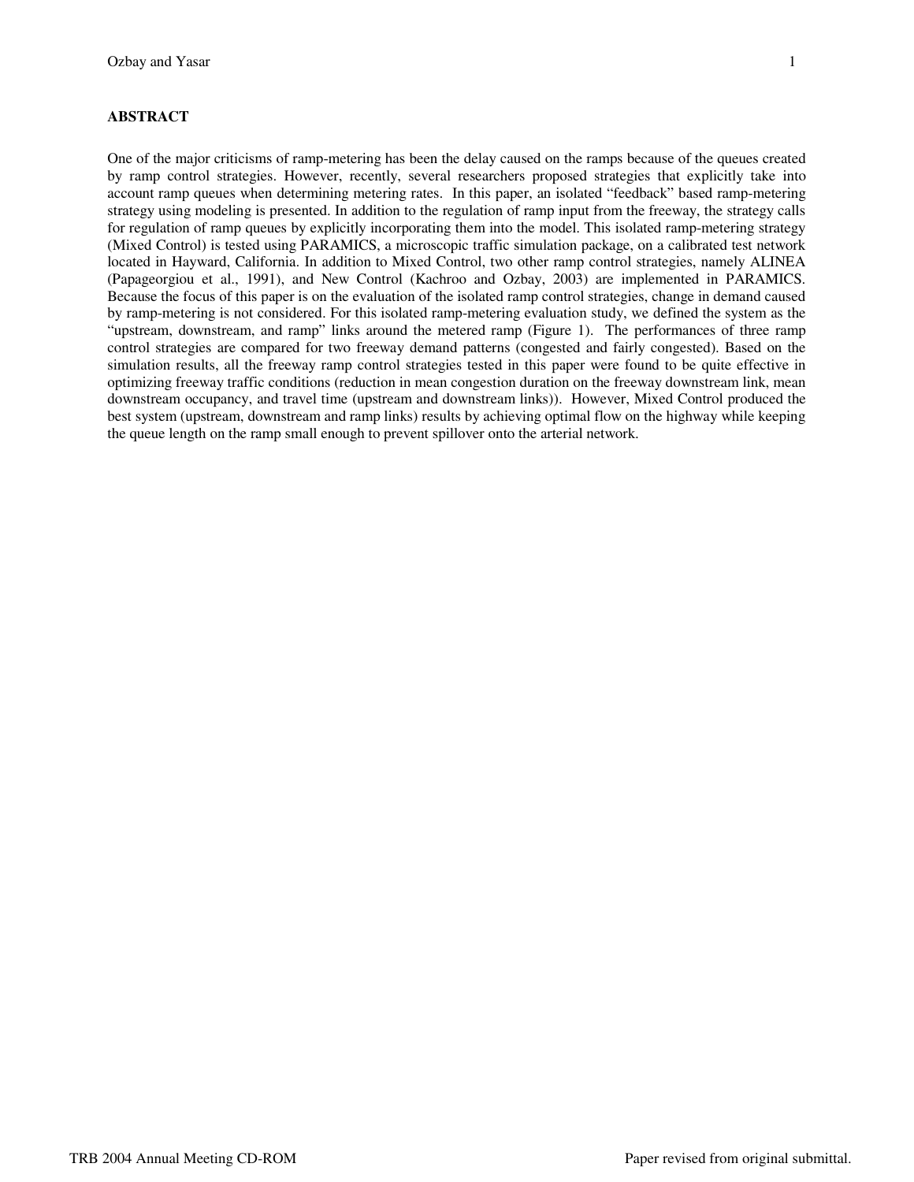## ABSTRACT

One of the major criticisms of ramp-metering has been the delay caused on the ramps because of the queues created by ramp control strategies. However, recently, several researchers proposed strategies that explicitly take into account ramp queues when determining metering rates. In this paper, an isolated "feedback" based ramp-metering strategy using modeling is presented. In addition to the regulation of ramp input from the freeway, the strategy calls for regulation of ramp queues by explicitly incorporating them into the model. This isolated ramp-metering strategy (Mixed Control) is tested using PARAMICS, a microscopic traffic simulation package, on a calibrated test network located in Hayward, California. In addition to Mixed Control, two other ramp control strategies, namely ALINEA (Papageorgiou et al., 1991), and New Control (Kachroo and Ozbay, 2003) are implemented in PARAMICS. Because the focus of this paper is on the evaluation of the isolated ramp control strategies, change in demand caused by ramp-metering is not considered. For this isolated ramp-metering evaluation study, we defined the system as the "upstream, downstream, and ramp" links around the metered ramp (Figure 1). The performances of three ramp control strategies are compared for two freeway demand patterns (congested and fairly congested). Based on the simulation results, all the freeway ramp control strategies tested in this paper were found to be quite effective in optimizing freeway traffic conditions (reduction in mean congestion duration on the freeway downstream link, mean downstream occupancy, and travel time (upstream and downstream links)). However, Mixed Control produced the best system (upstream, downstream and ramp links) results by achieving optimal flow on the highway while keeping the queue length on the ramp small enough to prevent spillover onto the arterial network.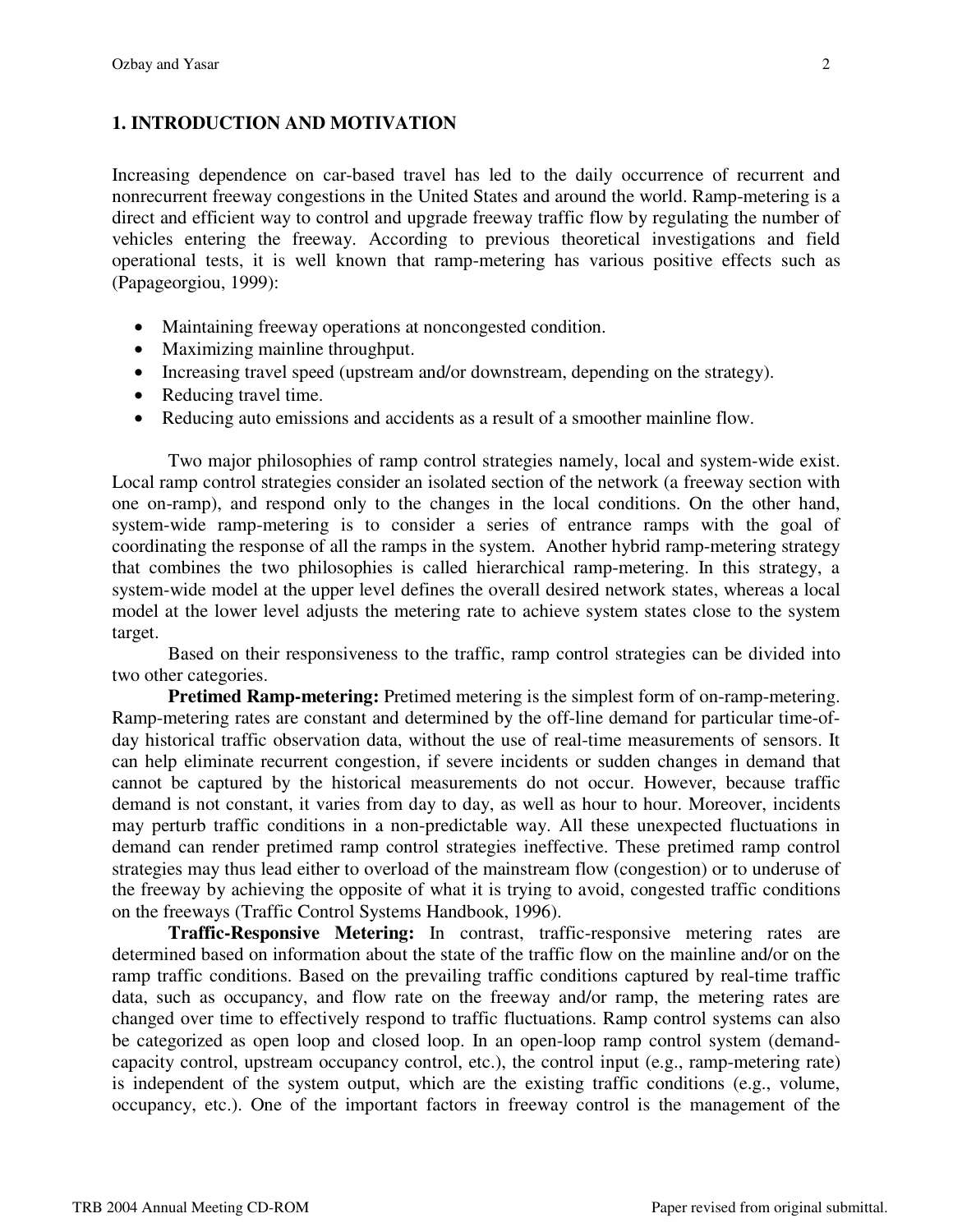## 1. INTRODUCTION AND MOTIVATION

Increasing dependence on car-based travel has led to the daily occurrence of recurrent and nonrecurrent freeway congestions in the United States and around the world. Ramp-metering is a direct and efficient way to control and upgrade freeway traffic flow by regulating the number of vehicles entering the freeway. According to previous theoretical investigations and field operational tests, it is well known that ramp-metering has various positive effects such as (Papageorgiou, 1999):

- Maintaining freeway operations at noncongested condition.
- Maximizing mainline throughput.
- Increasing travel speed (upstream and/or downstream, depending on the strategy).
- Reducing travel time.
- Reducing auto emissions and accidents as a result of a smoother mainline flow.

Two major philosophies of ramp control strategies namely, local and system-wide exist. Local ramp control strategies consider an isolated section of the network (a freeway section with one on-ramp), and respond only to the changes in the local conditions. On the other hand, system-wide ramp-metering is to consider a series of entrance ramps with the goal of coordinating the response of all the ramps in the system. Another hybrid ramp-metering strategy that combines the two philosophies is called hierarchical ramp-metering. In this strategy, a system-wide model at the upper level defines the overall desired network states, whereas a local model at the lower level adjusts the metering rate to achieve system states close to the system target.

Based on their responsiveness to the traffic, ramp control strategies can be divided into two other categories.

**Pretimed Ramp-metering:** Pretimed metering is the simplest form of on-ramp-metering. Ramp-metering rates are constant and determined by the off-line demand for particular time-of-day historical traffic observation data, without the use of real-time measurements of sensors. It can help eliminate recurrent congestion, if severe incidents or sudden changes in demand that cannot be captured by the historical measurements do not occur. However, because traffic demand is not constant, it varies from day to day, as well as hour to hour. Moreover, incidents may perturb traffic conditions in a non-predictable way. All these unexpected fluctuations in demand can render pretimed ramp control strategies ineffective. These pretimed ramp control strategies may thus lead either to overload of the mainstream flow (congestion) or to underuse of the freeway by achieving the opposite of what it is trying to avoid, congested traffic conditions on the freeways (Traffic Control Systems Handbook, 1996).

**Traffic-Responsive Metering:** In contrast, traffic-responsive metering rates are determined based on information about the state of the traffic flow on the mainline and/or on the ramp traffic conditions. Based on the prevailing traffic conditions captured by real-time traffic data, such as occupancy, and flow rate on the freeway and/or ramp, the metering rates are changed over time to effectively respond to traffic fluctuations. Ramp control systems can also be categorized as open loop and closed loop. In an open-loop ramp control system (demand-capacity control, upstream occupancy control, etc.), the control input (e.g., ramp-metering rate) is independent of the system output, which are the existing traffic conditions (e.g., volume, occupancy, etc.). One of the important factors in freeway control is the management of the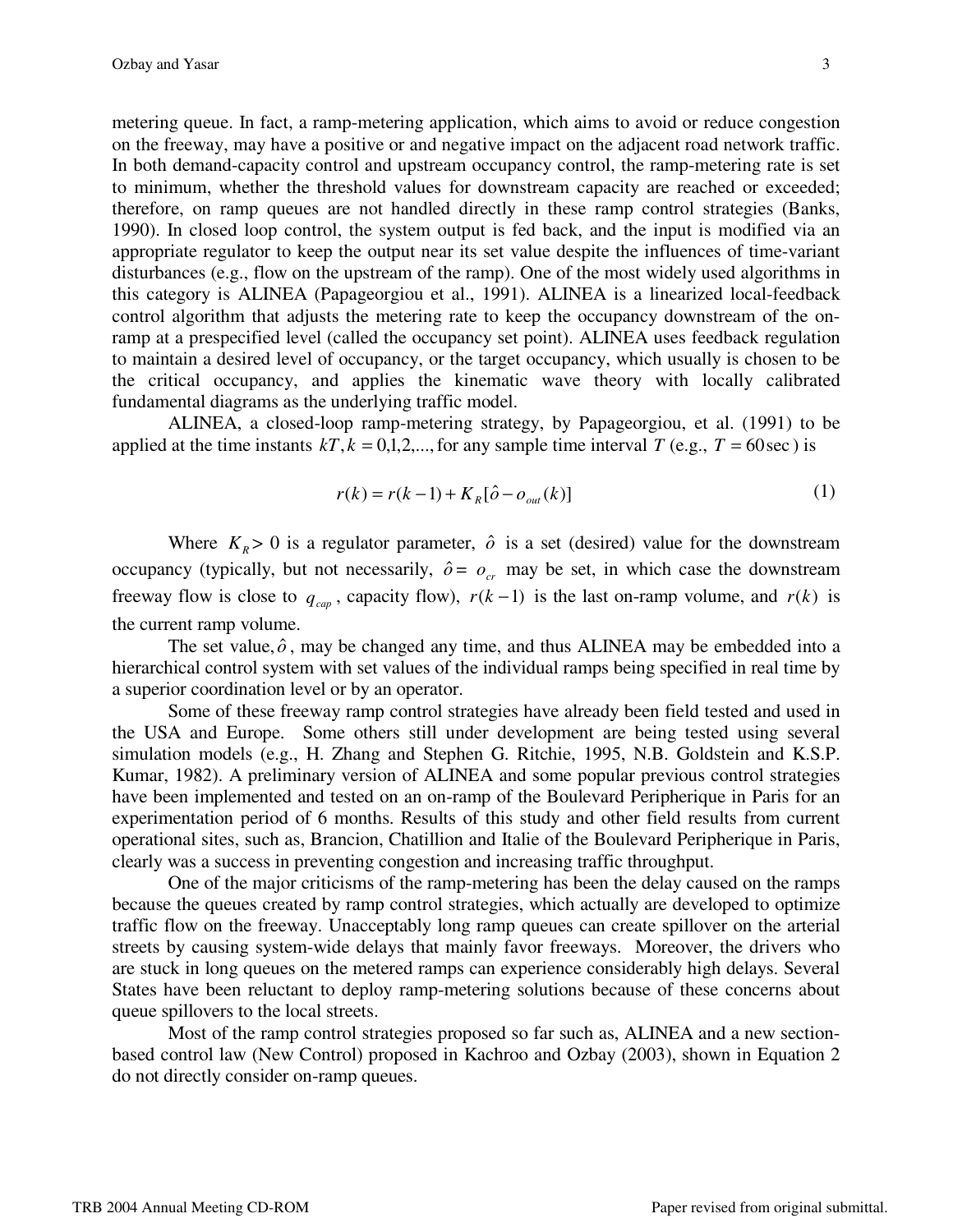metering queue. In fact, a ramp-metering application, which aims to avoid or reduce congestion on the freeway, may have a positive or and negative impact on the adjacent road network traffic. In both demand-capacity control and upstream occupancy control, the ramp-metering rate is set to minimum, whether the threshold values for downstream capacity are reached or exceeded; therefore, on ramp queues are not handled directly in these ramp control strategies (Banks, 1990). In closed loop control, the system output is fed back, and the input is modified via an appropriate regulator to keep the output near its set value despite the influences of time-variant disturbances (e.g., flow on the upstream of the ramp). One of the most widely used algorithms in this category is ALINEA (Papageorgiou et al., 1991). ALINEA is a linearized local-feedback control algorithm that adjusts the metering rate to keep the occupancy downstream of the on-ramp at a prespecified level (called the occupancy set point). ALINEA uses feedback regulation to maintain a desired level of occupancy, or the target occupancy, which usually is chosen to be the critical occupancy, and applies the kinematic wave theory with locally calibrated fundamental diagrams as the underlying traffic model.

ALINEA, a closed-loop ramp-metering strategy, by Papageorgiou, et al. (1991) to be applied at the time instants $kT, k = 0,1,2,...,$ for any sample time interval $T$ (e.g., $T = 60\,\text{sec}$ ) is

$$r(k) = r(k-1) + K_R[\hat{o} - o_{out}(k)] \tag{1}$$

Where $K_R > 0$ is a regulator parameter, $\hat{o}$ is a set (desired) value for the downstream occupancy (typically, but not necessarily, $\hat{o} = o_{cr}$ may be set, in which case the downstream freeway flow is close to $q_{cap}$, capacity flow), $r(k-1)$ is the last on-ramp volume, and $r(k)$ is the current ramp volume.

The set value, $\hat{o}$, may be changed any time, and thus ALINEA may be embedded into a hierarchical control system with set values of the individual ramps being specified in real time by a superior coordination level or by an operator.

Some of these freeway ramp control strategies have already been field tested and used in the USA and Europe. Some others still under development are being tested using several simulation models (e.g., H. Zhang and Stephen G. Ritchie, 1995, N.B. Goldstein and K.S.P. Kumar, 1982). A preliminary version of ALINEA and some popular previous control strategies have been implemented and tested on an on-ramp of the Boulevard Peripherique in Paris for an experimentation period of 6 months. Results of this study and other field results from current operational sites, such as, Brancion, Chatillion and Italie of the Boulevard Peripherique in Paris, clearly was a success in preventing congestion and increasing traffic throughput.

One of the major criticisms of the ramp-metering has been the delay caused on the ramps because the queues created by ramp control strategies, which actually are developed to optimize traffic flow on the freeway. Unacceptably long ramp queues can create spillover on the arterial streets by causing system-wide delays that mainly favor freeways. Moreover, the drivers who are stuck in long queues on the metered ramps can experience considerably high delays. Several States have been reluctant to deploy ramp-metering solutions because of these concerns about queue spillovers to the local streets.

Most of the ramp control strategies proposed so far such as, ALINEA and a new section-based control law (New Control) proposed in Kachroo and Ozbay (2003), shown in Equation 2 do not directly consider on-ramp queues.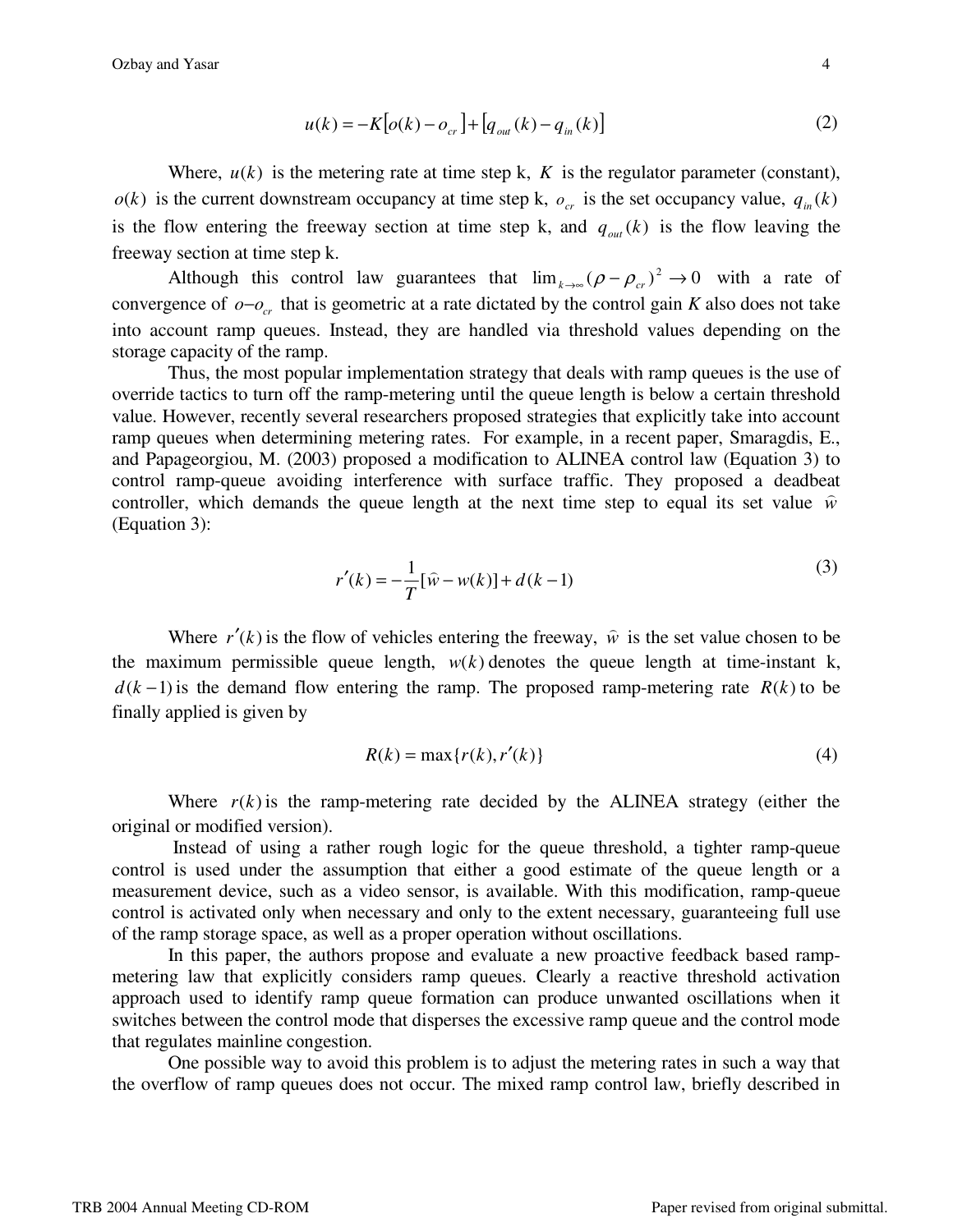$$u(k) = -K\left[o(k) - o_{cr}\right] + \left[q_{out}(k) - q_{in}(k)\right] \tag{2}$$

Where, $u(k)$ is the metering rate at time step k, $K$ is the regulator parameter (constant), $o(k)$ is the current downstream occupancy at time step k, $o_{cr}$ is the set occupancy value, $q_{in}(k)$ is the flow entering the freeway section at time step k, and $q_{out}(k)$ is the flow leaving the freeway section at time step k.

Although this control law guarantees that $\lim_{k\to\infty}(\rho - \rho_{cr})^2 \to 0$ with a rate of convergence of $o - o_{cr}$ that is geometric at a rate dictated by the control gain *K* also does not take into account ramp queues. Instead, they are handled via threshold values depending on the storage capacity of the ramp.

Thus, the most popular implementation strategy that deals with ramp queues is the use of override tactics to turn off the ramp-metering until the queue length is below a certain threshold value. However, recently several researchers proposed strategies that explicitly take into account ramp queues when determining metering rates. For example, in a recent paper, Smaragdis, E., and Papageorgiou, M. (2003) proposed a modification to ALINEA control law (Equation 3) to control ramp-queue avoiding interference with surface traffic. They proposed a deadbeat controller, which demands the queue length at the next time step to equal its set value $\widehat{w}$ (Equation 3):

$$r'(k) = -\frac{1}{T}[\widehat{w} - w(k)] + d(k-1) \tag{3}$$

Where $r'(k)$ is the flow of vehicles entering the freeway, $\widehat{w}$ is the set value chosen to be the maximum permissible queue length, $w(k)$ denotes the queue length at time-instant k, $d(k-1)$ is the demand flow entering the ramp. The proposed ramp-metering rate $R(k)$ to be finally applied is given by

$$R(k) = \max\{r(k), r'(k)\} \tag{4}$$

Where $r(k)$ is the ramp-metering rate decided by the ALINEA strategy (either the original or modified version).

Instead of using a rather rough logic for the queue threshold, a tighter ramp-queue control is used under the assumption that either a good estimate of the queue length or a measurement device, such as a video sensor, is available. With this modification, ramp-queue control is activated only when necessary and only to the extent necessary, guaranteeing full use of the ramp storage space, as well as a proper operation without oscillations.

In this paper, the authors propose and evaluate a new proactive feedback based ramp-metering law that explicitly considers ramp queues. Clearly a reactive threshold activation approach used to identify ramp queue formation can produce unwanted oscillations when it switches between the control mode that disperses the excessive ramp queue and the control mode that regulates mainline congestion.

One possible way to avoid this problem is to adjust the metering rates in such a way that the overflow of ramp queues does not occur. The mixed ramp control law, briefly described in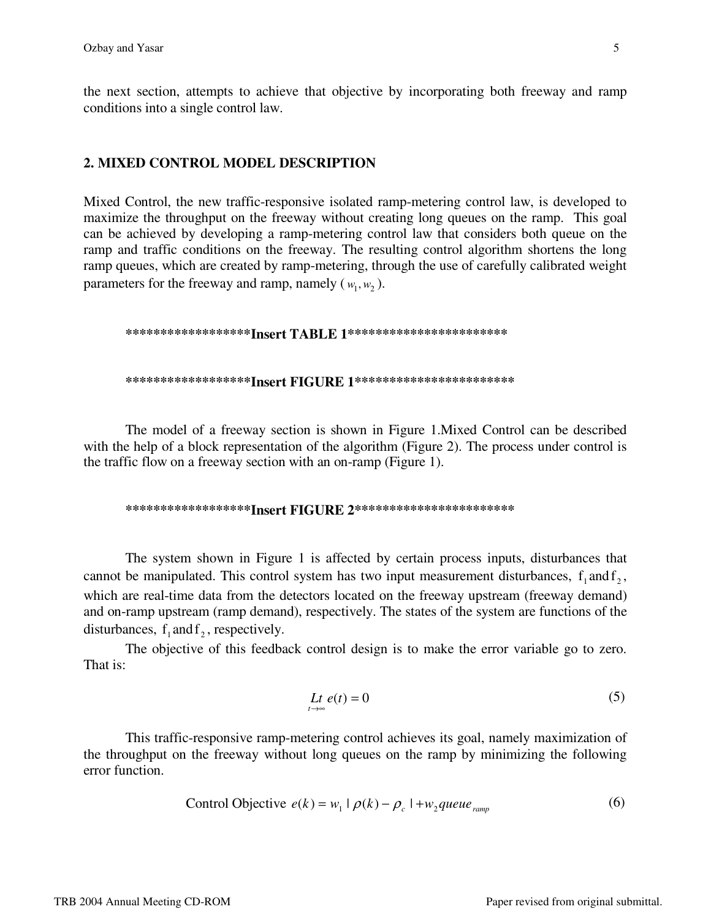the next section, attempts to achieve that objective by incorporating both freeway and ramp conditions into a single control law.

## 2. MIXED CONTROL MODEL DESCRIPTION

Mixed Control, the new traffic-responsive isolated ramp-metering control law, is developed to maximize the throughput on the freeway without creating long queues on the ramp. This goal can be achieved by developing a ramp-metering control law that considers both queue on the ramp and traffic conditions on the freeway. The resulting control algorithm shortens the long ramp queues, which are created by ramp-metering, through the use of carefully calibrated weight parameters for the freeway and ramp, namely ($w_1, w_2$).

**\*\*\*\*\*\*\*\*\*\*\*\*\*\*\*\*\*\*Insert TABLE 1\*\*\*\*\*\*\*\*\*\*\*\*\*\*\*\*\*\*\*\*\*\*\***

**\*\*\*\*\*\*\*\*\*\*\*\*\*\*\*\*\*\*Insert FIGURE 1\*\*\*\*\*\*\*\*\*\*\*\*\*\*\*\*\*\*\*\*\*\*\***

The model of a freeway section is shown in Figure 1.Mixed Control can be described with the help of a block representation of the algorithm (Figure 2). The process under control is the traffic flow on a freeway section with an on-ramp (Figure 1).

**\*\*\*\*\*\*\*\*\*\*\*\*\*\*\*\*\*\*Insert FIGURE 2\*\*\*\*\*\*\*\*\*\*\*\*\*\*\*\*\*\*\*\*\*\*\***

The system shown in Figure 1 is affected by certain process inputs, disturbances that cannot be manipulated. This control system has two input measurement disturbances, $\mathrm{f}_1 \text{ and } \mathrm{f}_2$, which are real-time data from the detectors located on the freeway upstream (freeway demand) and on-ramp upstream (ramp demand), respectively. The states of the system are functions of the disturbances, $\mathrm{f}_1 \text{ and } \mathrm{f}_2$, respectively.

The objective of this feedback control design is to make the error variable go to zero. That is:

$$\underset{t \to \infty}{Lt}\, e(t) = 0 \tag{5}$$

This traffic-responsive ramp-metering control achieves its goal, namely maximization of the throughput on the freeway without long queues on the ramp by minimizing the following error function.

$$\text{Control Objective } e(k) = w_1 \mid \rho(k) - \rho_c \mid + w_2 queue_{ramp} \tag{6}$$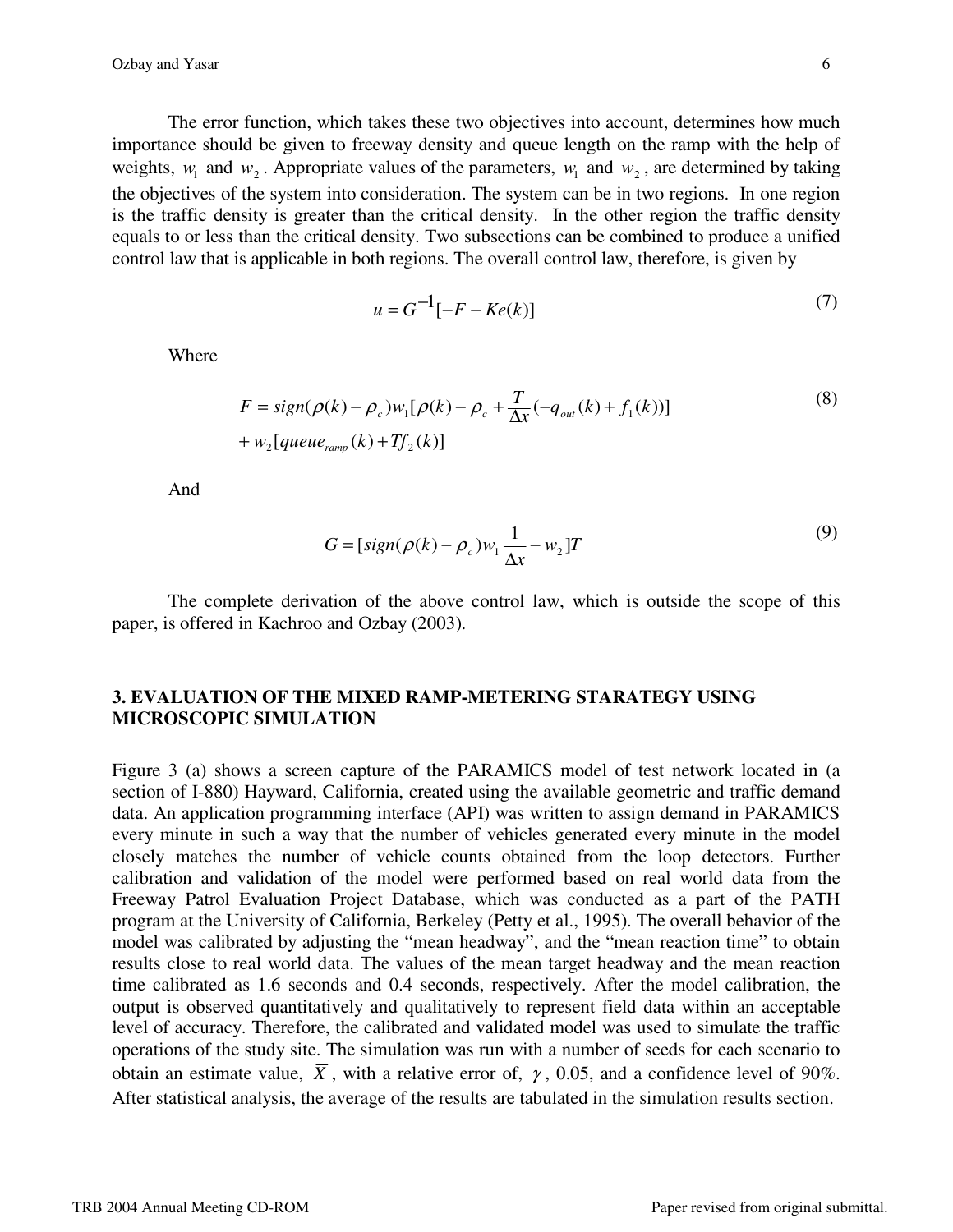The error function, which takes these two objectives into account, determines how much importance should be given to freeway density and queue length on the ramp with the help of weights, $w_1$ and $w_2$. Appropriate values of the parameters, $w_1$ and $w_2$, are determined by taking the objectives of the system into consideration. The system can be in two regions. In one region is the traffic density is greater than the critical density. In the other region the traffic density equals to or less than the critical density. Two subsections can be combined to produce a unified control law that is applicable in both regions. The overall control law, therefore, is given by

$$u = G^{-1}[-F - Ke(k)] \tag{7}$$

Where

$$F = sign(\rho(k) - \rho_c) w_1[\rho(k) - \rho_c + \frac{T}{\Delta x}(-q_{out}(k) + f_1(k))] \\ + w_2[queue_{ramp}(k) + Tf_2(k)] \tag{8}$$

And

$$G = [sign(\rho(k) - \rho_c) w_1 \frac{1}{\Delta x} - w_2]T \tag{9}$$

The complete derivation of the above control law, which is outside the scope of this paper, is offered in Kachroo and Ozbay (2003).

## 3. EVALUATION OF THE MIXED RAMP-METERING STARATEGY USING MICROSCOPIC SIMULATION

Figure 3 (a) shows a screen capture of the PARAMICS model of test network located in (a section of I-880) Hayward, California, created using the available geometric and traffic demand data. An application programming interface (API) was written to assign demand in PARAMICS every minute in such a way that the number of vehicles generated every minute in the model closely matches the number of vehicle counts obtained from the loop detectors. Further calibration and validation of the model were performed based on real world data from the Freeway Patrol Evaluation Project Database, which was conducted as a part of the PATH program at the University of California, Berkeley (Petty et al., 1995). The overall behavior of the model was calibrated by adjusting the "mean headway", and the "mean reaction time" to obtain results close to real world data. The values of the mean target headway and the mean reaction time calibrated as 1.6 seconds and 0.4 seconds, respectively. After the model calibration, the output is observed quantitatively and qualitatively to represent field data within an acceptable level of accuracy. Therefore, the calibrated and validated model was used to simulate the traffic operations of the study site. The simulation was run with a number of seeds for each scenario to obtain an estimate value, $\overline{X}$, with a relative error of, $\gamma$, 0.05, and a confidence level of 90%. After statistical analysis, the average of the results are tabulated in the simulation results section.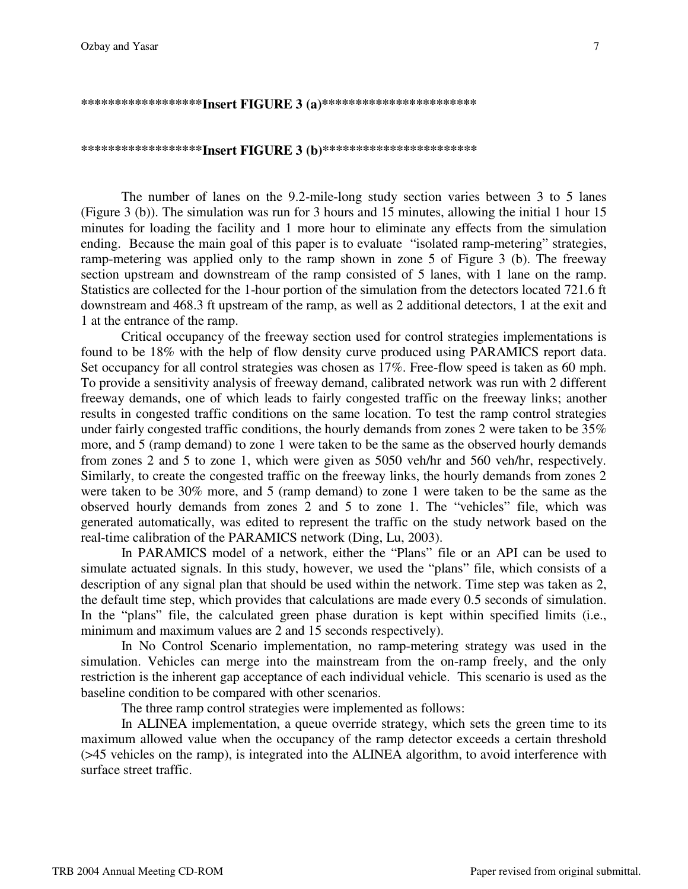******************Insert FIGURE 3 (a)**********************

******************Insert FIGURE 3 (b)**********************

The number of lanes on the 9.2-mile-long study section varies between 3 to 5 lanes (Figure 3 (b)). The simulation was run for 3 hours and 15 minutes, allowing the initial 1 hour 15 minutes for loading the facility and 1 more hour to eliminate any effects from the simulation ending. Because the main goal of this paper is to evaluate "isolated ramp-metering" strategies, ramp-metering was applied only to the ramp shown in zone 5 of Figure 3 (b). The freeway section upstream and downstream of the ramp consisted of 5 lanes, with 1 lane on the ramp. Statistics are collected for the 1-hour portion of the simulation from the detectors located 721.6 ft downstream and 468.3 ft upstream of the ramp, as well as 2 additional detectors, 1 at the exit and 1 at the entrance of the ramp.

Critical occupancy of the freeway section used for control strategies implementations is found to be 18% with the help of flow density curve produced using PARAMICS report data. Set occupancy for all control strategies was chosen as 17%. Free-flow speed is taken as 60 mph. To provide a sensitivity analysis of freeway demand, calibrated network was run with 2 different freeway demands, one of which leads to fairly congested traffic on the freeway links; another results in congested traffic conditions on the same location. To test the ramp control strategies under fairly congested traffic conditions, the hourly demands from zones 2 were taken to be 35% more, and 5 (ramp demand) to zone 1 were taken to be the same as the observed hourly demands from zones 2 and 5 to zone 1, which were given as 5050 veh/hr and 560 veh/hr, respectively. Similarly, to create the congested traffic on the freeway links, the hourly demands from zones 2 were taken to be 30% more, and 5 (ramp demand) to zone 1 were taken to be the same as the observed hourly demands from zones 2 and 5 to zone 1. The "vehicles" file, which was generated automatically, was edited to represent the traffic on the study network based on the real-time calibration of the PARAMICS network (Ding, Lu, 2003).

In PARAMICS model of a network, either the "Plans" file or an API can be used to simulate actuated signals. In this study, however, we used the "plans" file, which consists of a description of any signal plan that should be used within the network. Time step was taken as 2, the default time step, which provides that calculations are made every 0.5 seconds of simulation. In the "plans" file, the calculated green phase duration is kept within specified limits (i.e., minimum and maximum values are 2 and 15 seconds respectively).

In No Control Scenario implementation, no ramp-metering strategy was used in the simulation. Vehicles can merge into the mainstream from the on-ramp freely, and the only restriction is the inherent gap acceptance of each individual vehicle. This scenario is used as the baseline condition to be compared with other scenarios.

The three ramp control strategies were implemented as follows:

In ALINEA implementation, a queue override strategy, which sets the green time to its maximum allowed value when the occupancy of the ramp detector exceeds a certain threshold (>45 vehicles on the ramp), is integrated into the ALINEA algorithm, to avoid interference with surface street traffic.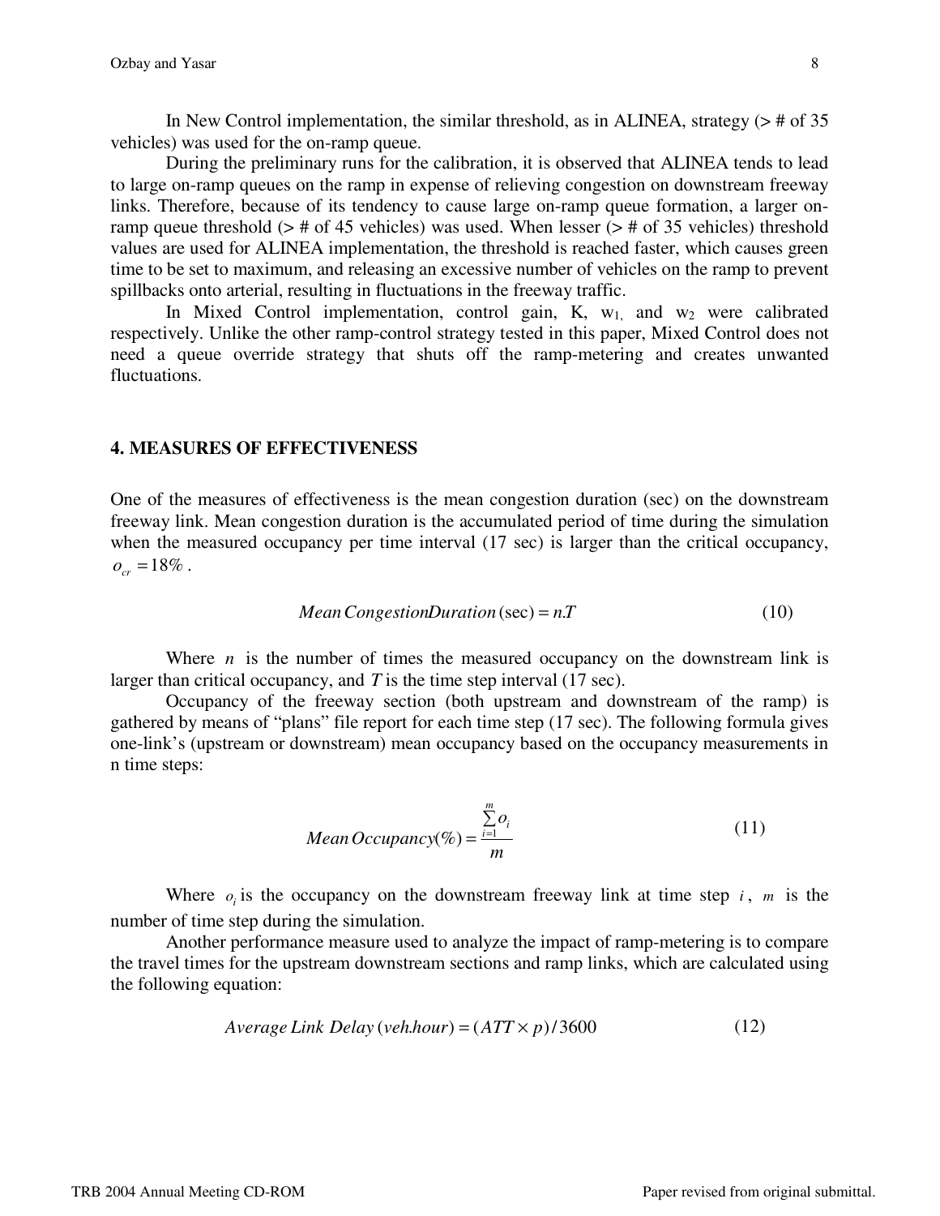In New Control implementation, the similar threshold, as in ALINEA, strategy (> # of 35 vehicles) was used for the on-ramp queue.

During the preliminary runs for the calibration, it is observed that ALINEA tends to lead to large on-ramp queues on the ramp in expense of relieving congestion on downstream freeway links. Therefore, because of its tendency to cause large on-ramp queue formation, a larger on-ramp queue threshold (> # of 45 vehicles) was used. When lesser (> # of 35 vehicles) threshold values are used for ALINEA implementation, the threshold is reached faster, which causes green time to be set to maximum, and releasing an excessive number of vehicles on the ramp to prevent spillbacks onto arterial, resulting in fluctuations in the freeway traffic.

In Mixed Control implementation, control gain, K, $w_1$, and $w_2$ were calibrated respectively. Unlike the other ramp-control strategy tested in this paper, Mixed Control does not need a queue override strategy that shuts off the ramp-metering and creates unwanted fluctuations.

## 4. MEASURES OF EFFECTIVENESS

One of the measures of effectiveness is the mean congestion duration (sec) on the downstream freeway link. Mean congestion duration is the accumulated period of time during the simulation when the measured occupancy per time interval (17 sec) is larger than the critical occupancy, $o_{cr} = 18\%$ .

$$Mean\,CongestionDuration\,(\text{sec}) = n.T \tag{10}$$

Where $n$ is the number of times the measured occupancy on the downstream link is larger than critical occupancy, and $T$ is the time step interval (17 sec).

Occupancy of the freeway section (both upstream and downstream of the ramp) is gathered by means of "plans" file report for each time step (17 sec). The following formula gives one-link's (upstream or downstream) mean occupancy based on the occupancy measurements in n time steps:

$$Mean\,Occupancy(\%) = \frac{\sum_{i=1}^{m} o_i}{m} \tag{11}$$

Where $o_i$ is the occupancy on the downstream freeway link at time step $i$, $m$ is the number of time step during the simulation.

Another performance measure used to analyze the impact of ramp-metering is to compare the travel times for the upstream downstream sections and ramp links, which are calculated using the following equation:

$$Average\,Link\;Delay\,(veh.hour) = (ATT \times p)/3600 \tag{12}$$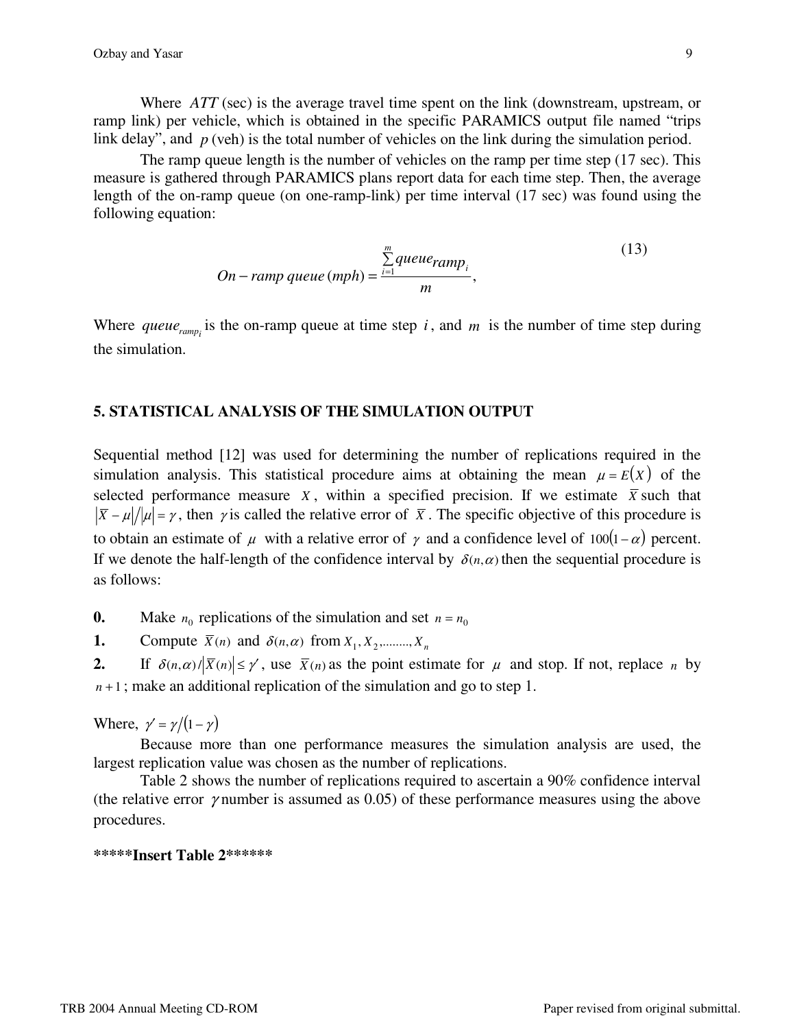Where $ATT$ (sec) is the average travel time spent on the link (downstream, upstream, or ramp link) per vehicle, which is obtained in the specific PARAMICS output file named "trips link delay", and $p$ (veh) is the total number of vehicles on the link during the simulation period.

The ramp queue length is the number of vehicles on the ramp per time step (17 sec). This measure is gathered through PARAMICS plans report data for each time step. Then, the average length of the on-ramp queue (on one-ramp-link) per time interval (17 sec) was found using the following equation:

$$On - ramp\ queue\ (mph) = \frac{\sum_{i=1}^{m} queue_{ramp_i}}{m}, \tag{13}$$

Where $queue_{ramp_i}$ is the on-ramp queue at time step $i$, and $m$ is the number of time step during the simulation.

## 5. STATISTICAL ANALYSIS OF THE SIMULATION OUTPUT

Sequential method [12] was used for determining the number of replications required in the simulation analysis. This statistical procedure aims at obtaining the mean $\mu = E(X)$ of the selected performance measure $X$, within a specified precision. If we estimate $\bar{X}$ such that $|\bar{X} - \mu| / |\mu| = \gamma$, then $\gamma$ is called the relative error of $\bar{X}$. The specific objective of this procedure is to obtain an estimate of $\mu$ with a relative error of $\gamma$ and a confidence level of $100(1-\alpha)$ percent. If we denote the half-length of the confidence interval by $\delta(n,\alpha)$ then the sequential procedure is as follows:

**0.** Make $n_0$ replications of the simulation and set $n = n_0$

**1.** Compute $\bar{X}(n)$ and $\delta(n,\alpha)$ from $X_1, X_2, \ldots\ldots, X_n$

**2.** If $\delta(n,\alpha) / |\bar{X}(n)| \leq \gamma'$, use $\bar{X}(n)$ as the point estimate for $\mu$ and stop. If not, replace $n$ by $n+1$; make an additional replication of the simulation and go to step 1.

Where, $\gamma' = \gamma / (1-\gamma)$

Because more than one performance measures the simulation analysis are used, the largest replication value was chosen as the number of replications.

Table 2 shows the number of replications required to ascertain a 90% confidence interval (the relative error $\gamma$ number is assumed as 0.05) of these performance measures using the above procedures.

**\*\*\*\*\*Insert Table 2\*\*\*\*\*\***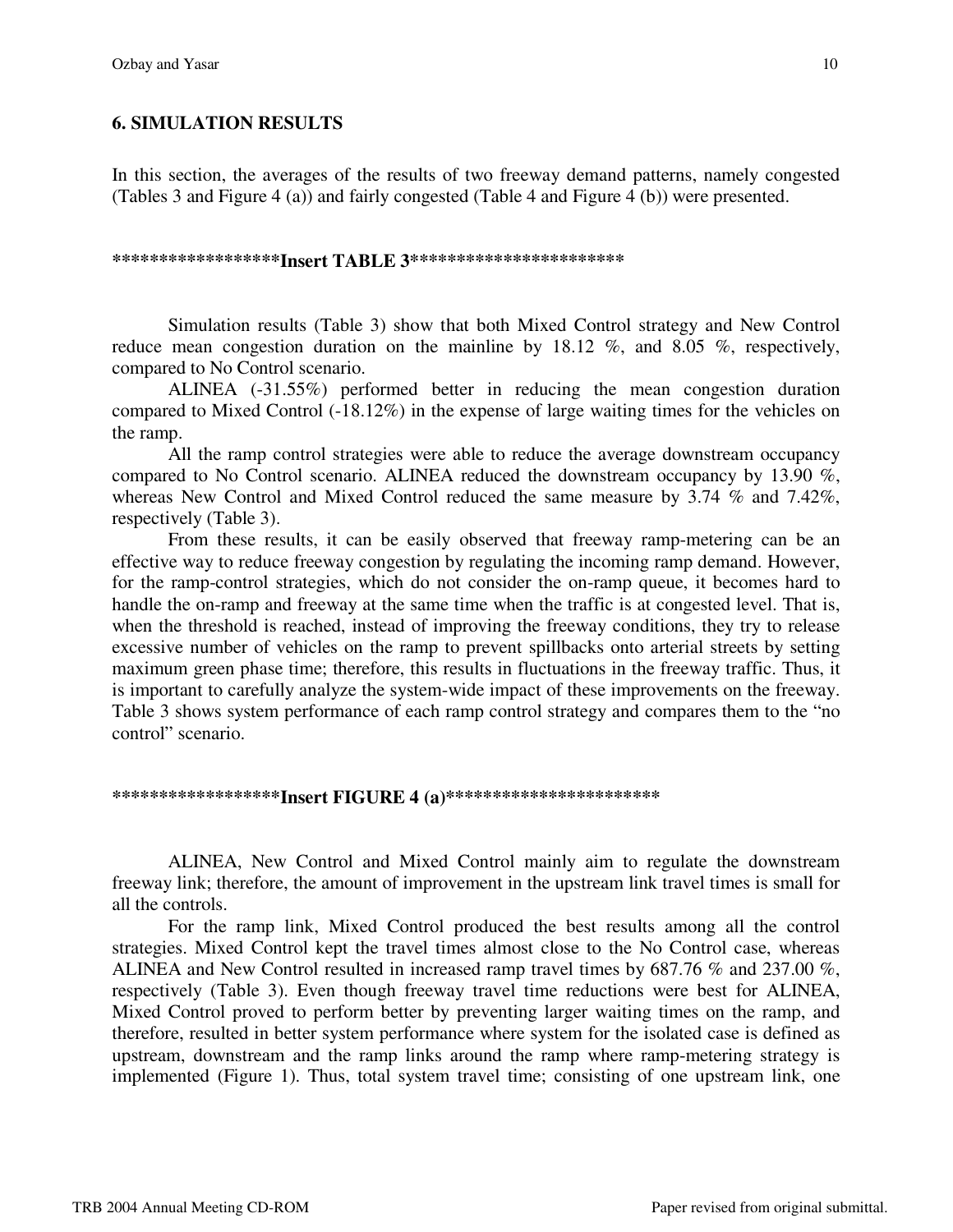## 6. SIMULATION RESULTS

In this section, the averages of the results of two freeway demand patterns, namely congested (Tables 3 and Figure 4 (a)) and fairly congested (Table 4 and Figure 4 (b)) were presented.

**\*\*\*\*\*\*\*\*\*\*\*\*\*\*\*\*\*\*Insert TABLE 3\*\*\*\*\*\*\*\*\*\*\*\*\*\*\*\*\*\*\*\*\*\*\***

Simulation results (Table 3) show that both Mixed Control strategy and New Control reduce mean congestion duration on the mainline by 18.12 %, and 8.05 %, respectively, compared to No Control scenario.

ALINEA (-31.55%) performed better in reducing the mean congestion duration compared to Mixed Control (-18.12%) in the expense of large waiting times for the vehicles on the ramp.

All the ramp control strategies were able to reduce the average downstream occupancy compared to No Control scenario. ALINEA reduced the downstream occupancy by 13.90 %, whereas New Control and Mixed Control reduced the same measure by 3.74 % and 7.42%, respectively (Table 3).

From these results, it can be easily observed that freeway ramp-metering can be an effective way to reduce freeway congestion by regulating the incoming ramp demand. However, for the ramp-control strategies, which do not consider the on-ramp queue, it becomes hard to handle the on-ramp and freeway at the same time when the traffic is at congested level. That is, when the threshold is reached, instead of improving the freeway conditions, they try to release excessive number of vehicles on the ramp to prevent spillbacks onto arterial streets by setting maximum green phase time; therefore, this results in fluctuations in the freeway traffic. Thus, it is important to carefully analyze the system-wide impact of these improvements on the freeway. Table 3 shows system performance of each ramp control strategy and compares them to the "no control" scenario.

**\*\*\*\*\*\*\*\*\*\*\*\*\*\*\*\*\*\*Insert FIGURE 4 (a)\*\*\*\*\*\*\*\*\*\*\*\*\*\*\*\*\*\*\*\*\*\*\***

ALINEA, New Control and Mixed Control mainly aim to regulate the downstream freeway link; therefore, the amount of improvement in the upstream link travel times is small for all the controls.

For the ramp link, Mixed Control produced the best results among all the control strategies. Mixed Control kept the travel times almost close to the No Control case, whereas ALINEA and New Control resulted in increased ramp travel times by 687.76 % and 237.00 %, respectively (Table 3). Even though freeway travel time reductions were best for ALINEA, Mixed Control proved to perform better by preventing larger waiting times on the ramp, and therefore, resulted in better system performance where system for the isolated case is defined as upstream, downstream and the ramp links around the ramp where ramp-metering strategy is implemented (Figure 1). Thus, total system travel time; consisting of one upstream link, one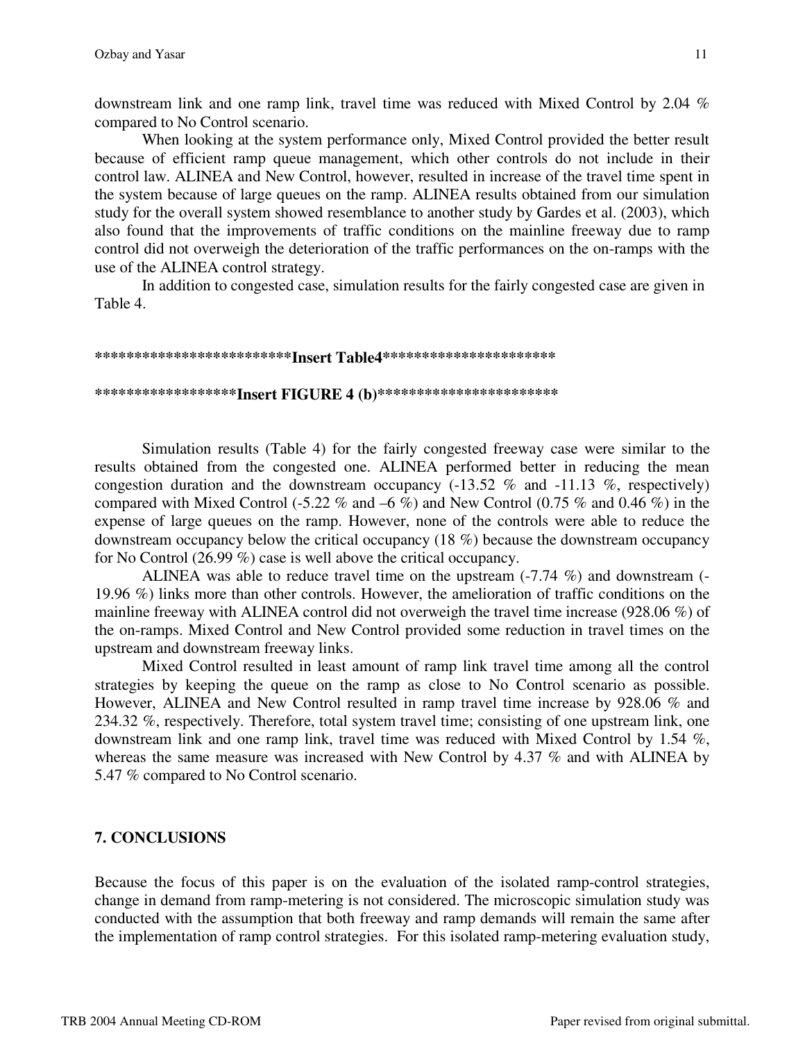downstream link and one ramp link, travel time was reduced with Mixed Control by 2.04 % compared to No Control scenario.

When looking at the system performance only, Mixed Control provided the better result because of efficient ramp queue management, which other controls do not include in their control law. ALINEA and New Control, however, resulted in increase of the travel time spent in the system because of large queues on the ramp. ALINEA results obtained from our simulation study for the overall system showed resemblance to another study by Gardes et al. (2003), which also found that the improvements of traffic conditions on the mainline freeway due to ramp control did not overweigh the deterioration of the traffic performances on the on-ramps with the use of the ALINEA control strategy.

In addition to congested case, simulation results for the fairly congested case are given in Table 4.

**************************Insert Table4***********************

******************Insert FIGURE 4 (b)************************

Simulation results (Table 4) for the fairly congested freeway case were similar to the results obtained from the congested one. ALINEA performed better in reducing the mean congestion duration and the downstream occupancy (-13.52 % and -11.13 %, respectively) compared with Mixed Control (-5.22 % and –6 %) and New Control (0.75 % and 0.46 %) in the expense of large queues on the ramp. However, none of the controls were able to reduce the downstream occupancy below the critical occupancy (18 %) because the downstream occupancy for No Control (26.99 %) case is well above the critical occupancy.

ALINEA was able to reduce travel time on the upstream (-7.74 %) and downstream (-19.96 %) links more than other controls. However, the amelioration of traffic conditions on the mainline freeway with ALINEA control did not overweigh the travel time increase (928.06 %) of the on-ramps. Mixed Control and New Control provided some reduction in travel times on the upstream and downstream freeway links.

Mixed Control resulted in least amount of ramp link travel time among all the control strategies by keeping the queue on the ramp as close to No Control scenario as possible. However, ALINEA and New Control resulted in ramp travel time increase by 928.06 % and 234.32 %, respectively. Therefore, total system travel time; consisting of one upstream link, one downstream link and one ramp link, travel time was reduced with Mixed Control by 1.54 %, whereas the same measure was increased with New Control by 4.37 % and with ALINEA by 5.47 % compared to No Control scenario.

## 7. CONCLUSIONS

Because the focus of this paper is on the evaluation of the isolated ramp-control strategies, change in demand from ramp-metering is not considered. The microscopic simulation study was conducted with the assumption that both freeway and ramp demands will remain the same after the implementation of ramp control strategies. For this isolated ramp-metering evaluation study,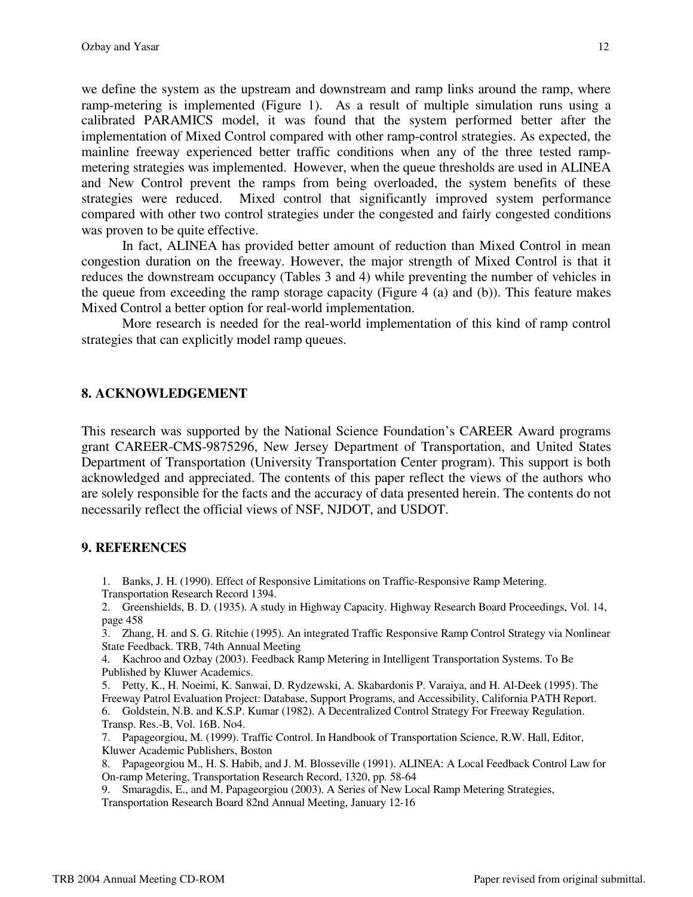we define the system as the upstream and downstream and ramp links around the ramp, where ramp-metering is implemented (Figure 1). As a result of multiple simulation runs using a calibrated PARAMICS model, it was found that the system performed better after the implementation of Mixed Control compared with other ramp-control strategies. As expected, the mainline freeway experienced better traffic conditions when any of the three tested ramp-metering strategies was implemented. However, when the queue thresholds are used in ALINEA and New Control prevent the ramps from being overloaded, the system benefits of these strategies were reduced. Mixed control that significantly improved system performance compared with other two control strategies under the congested and fairly congested conditions was proven to be quite effective.

In fact, ALINEA has provided better amount of reduction than Mixed Control in mean congestion duration on the freeway. However, the major strength of Mixed Control is that it reduces the downstream occupancy (Tables 3 and 4) while preventing the number of vehicles in the queue from exceeding the ramp storage capacity (Figure 4 (a) and (b)). This feature makes Mixed Control a better option for real-world implementation.

More research is needed for the real-world implementation of this kind of ramp control strategies that can explicitly model ramp queues.

## 8. ACKNOWLEDGEMENT

This research was supported by the National Science Foundation's CAREER Award programs grant CAREER-CMS-9875296, New Jersey Department of Transportation, and United States Department of Transportation (University Transportation Center program). This support is both acknowledged and appreciated. The contents of this paper reflect the views of the authors who are solely responsible for the facts and the accuracy of data presented herein. The contents do not necessarily reflect the official views of NSF, NJDOT, and USDOT.

## 9. REFERENCES

1. Banks, J. H. (1990). Effect of Responsive Limitations on Traffic-Responsive Ramp Metering. Transportation Research Record 1394.
2. Greenshields, B. D. (1935). A study in Highway Capacity. Highway Research Board Proceedings, Vol. 14, page 458
3. Zhang, H. and S. G. Ritchie (1995). An integrated Traffic Responsive Ramp Control Strategy via Nonlinear State Feedback. TRB, 74th Annual Meeting
4. Kachroo and Ozbay (2003). Feedback Ramp Metering in Intelligent Transportation Systems. To Be Published by Kluwer Academics.
5. Petty, K., H. Noeimi, K. Sanwai, D. Rydzewski, A. Skabardonis P. Varaiya, and H. Al-Deek (1995). The Freeway Patrol Evaluation Project: Database, Support Programs, and Accessibility, California PATH Report.
6. Goldstein, N.B. and K.S.P. Kumar (1982). A Decentralized Control Strategy For Freeway Regulation. Transp. Res.-B, Vol. 16B. No4.
7. Papageorgiou, M. (1999). Traffic Control. In Handbook of Transportation Science, R.W. Hall, Editor, Kluwer Academic Publishers, Boston
8. Papageorgiou M., H. S. Habib, and J. M. Blosseville (1991). ALINEA: A Local Feedback Control Law for On-ramp Metering, Transportation Research Record, 1320, pp. 58-64
9. Smaragdis, E., and M. Papageorgiou (2003). A Series of New Local Ramp Metering Strategies, Transportation Research Board 82nd Annual Meeting, January 12-16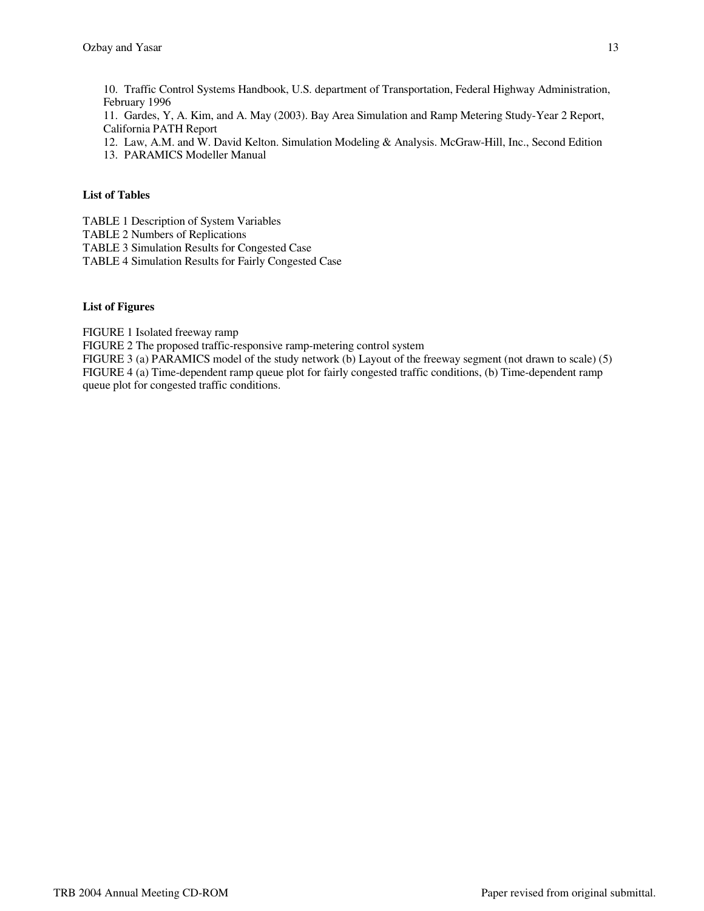10. Traffic Control Systems Handbook, U.S. department of Transportation, Federal Highway Administration, February 1996
11. Gardes, Y, A. Kim, and A. May (2003). Bay Area Simulation and Ramp Metering Study-Year 2 Report, California PATH Report
12. Law, A.M. and W. David Kelton. Simulation Modeling & Analysis. McGraw-Hill, Inc., Second Edition
13. PARAMICS Modeller Manual

**List of Tables**

TABLE 1 Description of System Variables
TABLE 2 Numbers of Replications
TABLE 3 Simulation Results for Congested Case
TABLE 4 Simulation Results for Fairly Congested Case

**List of Figures**

FIGURE 1 Isolated freeway ramp
FIGURE 2 The proposed traffic-responsive ramp-metering control system
FIGURE 3 (a) PARAMICS model of the study network (b) Layout of the freeway segment (not drawn to scale) (5)
FIGURE 4 (a) Time-dependent ramp queue plot for fairly congested traffic conditions, (b) Time-dependent ramp queue plot for congested traffic conditions.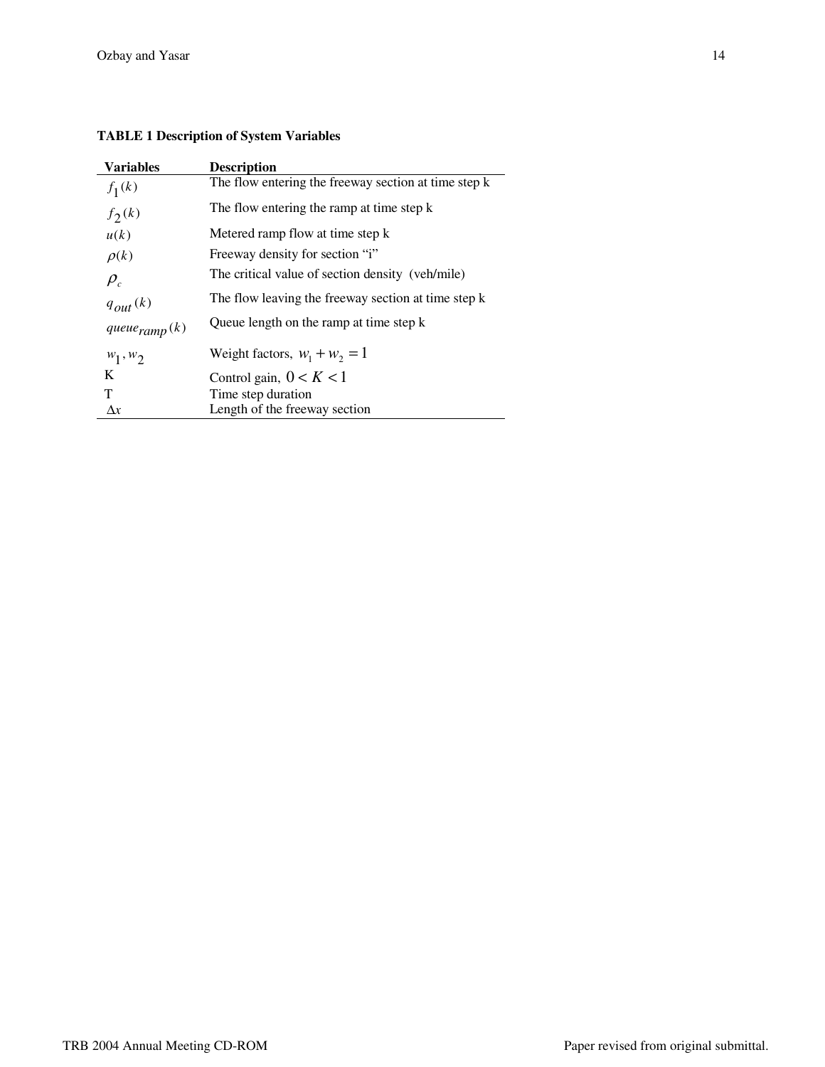**TABLE 1 Description of System Variables**

| Variables | Description |
|---|---|
| $f_1(k)$ | The flow entering the freeway section at time step k |
| $f_2(k)$ | The flow entering the ramp at time step k |
| $u(k)$ | Metered ramp flow at time step k |
| $\rho(k)$ | Freeway density for section "i" |
| $\rho_c$ | The critical value of section density (veh/mile) |
| $q_{out}(k)$ | The flow leaving the freeway section at time step k |
| $queue_{ramp}(k)$ | Queue length on the ramp at time step k |
| $w_1, w_2$ | Weight factors, $w_1 + w_2 = 1$ |
| K | Control gain, $0 < K < 1$ |
| T | Time step duration |
| $\Delta x$ | Length of the freeway section |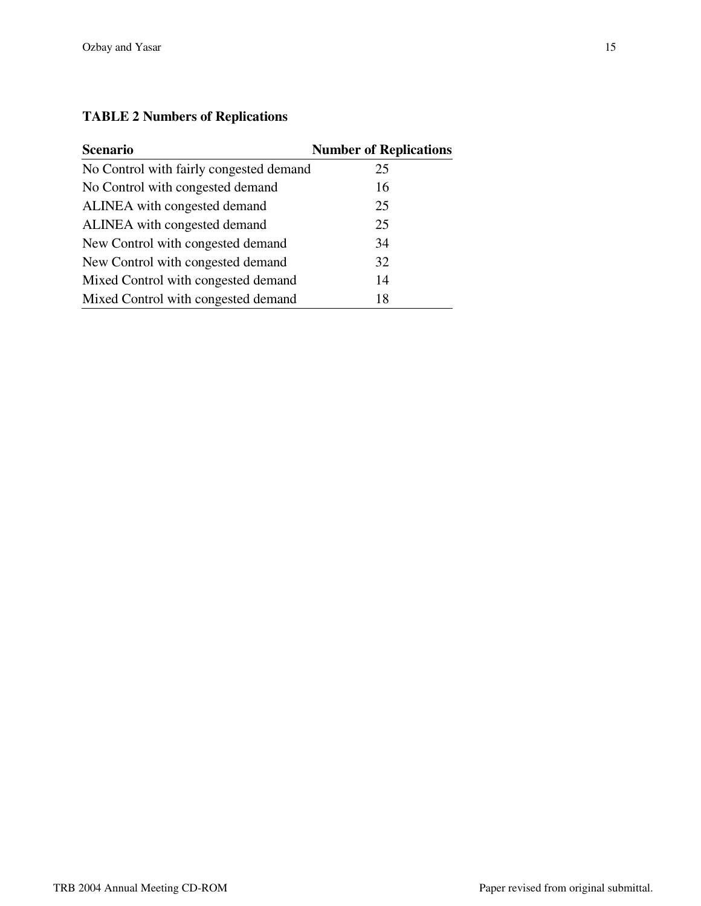**TABLE 2 Numbers of Replications**

| Scenario | Number of Replications |
|---|---|
| No Control with fairly congested demand | 25 |
| No Control with congested demand | 16 |
| ALINEA with congested demand | 25 |
| ALINEA with congested demand | 25 |
| New Control with congested demand | 34 |
| New Control with congested demand | 32 |
| Mixed Control with congested demand | 14 |
| Mixed Control with congested demand | 18 |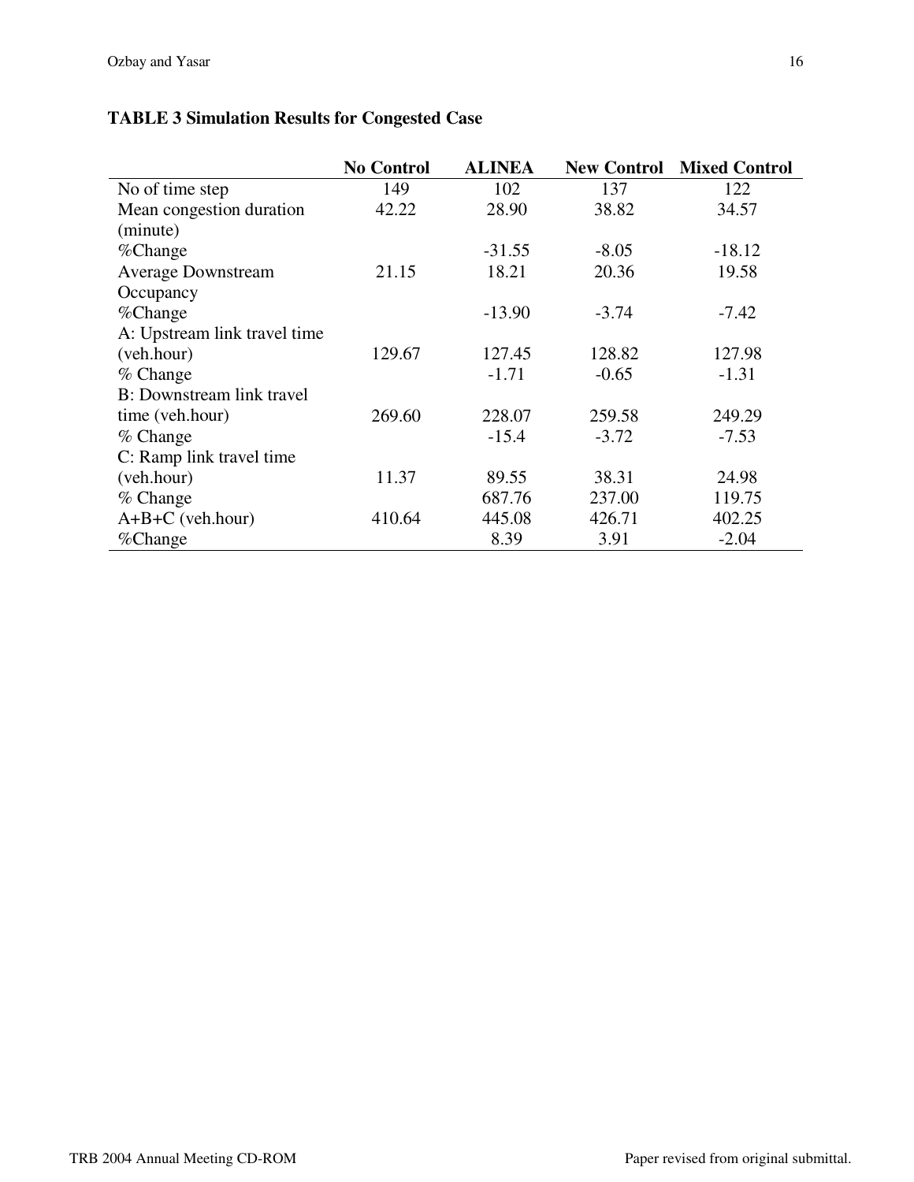**TABLE 3 Simulation Results for Congested Case**

| | No Control | ALINEA | New Control | Mixed Control |
|---|---|---|---|---|
| No of time step | 149 | 102 | 137 | 122 |
| Mean congestion duration (minute) | 42.22 | 28.90 | 38.82 | 34.57 |
| %Change | | -31.55 | -8.05 | -18.12 |
| Average Downstream Occupancy | 21.15 | 18.21 | 20.36 | 19.58 |
| %Change | | -13.90 | -3.74 | -7.42 |
| A: Upstream link travel time (veh.hour) | 129.67 | 127.45 | 128.82 | 127.98 |
| % Change | | -1.71 | -0.65 | -1.31 |
| B: Downstream link travel time (veh.hour) | 269.60 | 228.07 | 259.58 | 249.29 |
| % Change | | -15.4 | -3.72 | -7.53 |
| C: Ramp link travel time (veh.hour) | 11.37 | 89.55 | 38.31 | 24.98 |
| % Change | | 687.76 | 237.00 | 119.75 |
| A+B+C (veh.hour) | 410.64 | 445.08 | 426.71 | 402.25 |
| %Change | | 8.39 | 3.91 | -2.04 |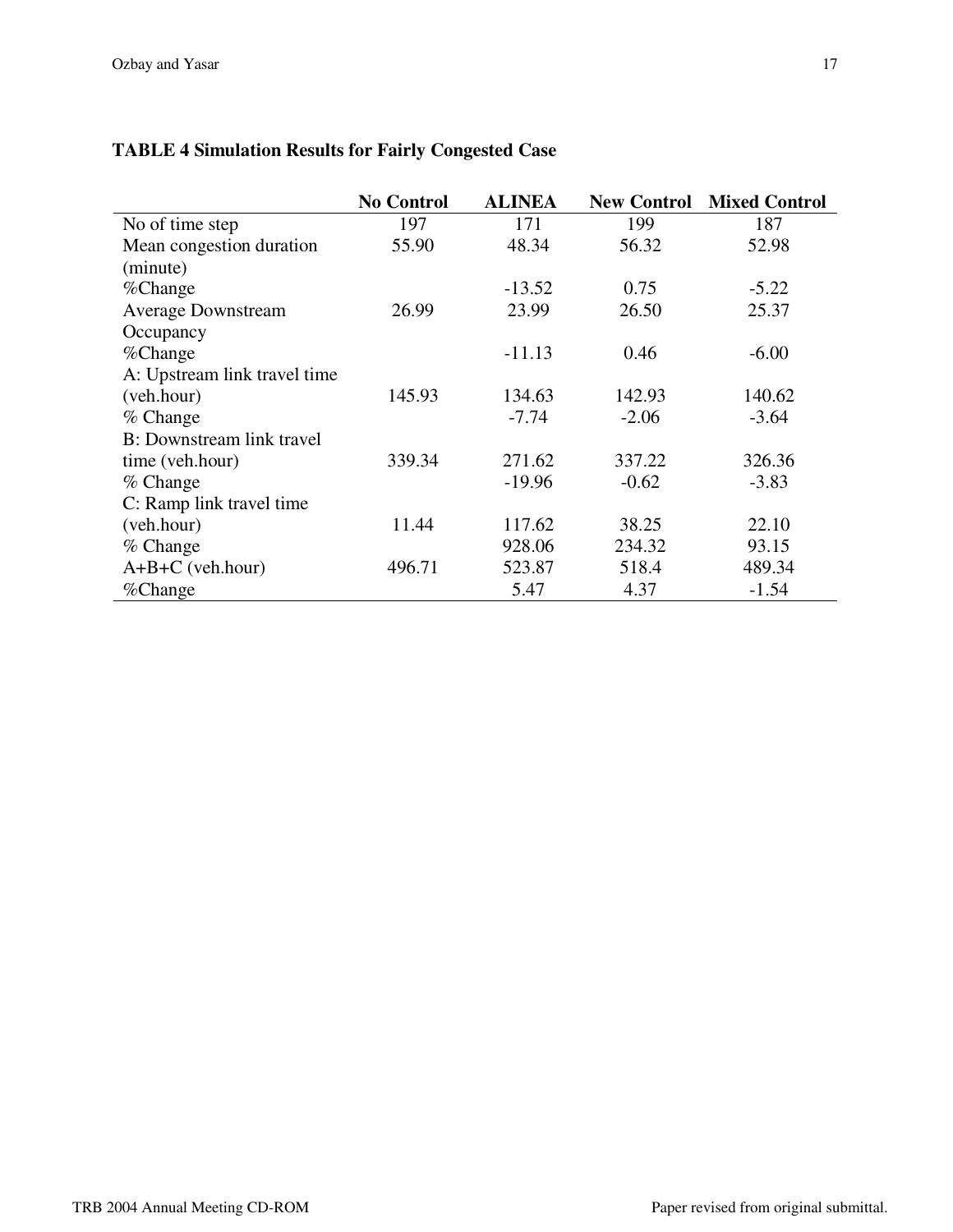**TABLE 4 Simulation Results for Fairly Congested Case**

| | No Control | ALINEA | New Control | Mixed Control |
|---|---|---|---|---|
| No of time step | 197 | 171 | 199 | 187 |
| Mean congestion duration (minute) | 55.90 | 48.34 | 56.32 | 52.98 |
| %Change | | -13.52 | 0.75 | -5.22 |
| Average Downstream Occupancy | 26.99 | 23.99 | 26.50 | 25.37 |
| %Change | | -11.13 | 0.46 | -6.00 |
| A: Upstream link travel time (veh.hour) | 145.93 | 134.63 | 142.93 | 140.62 |
| % Change | | -7.74 | -2.06 | -3.64 |
| B: Downstream link travel time (veh.hour) | 339.34 | 271.62 | 337.22 | 326.36 |
| % Change | | -19.96 | -0.62 | -3.83 |
| C: Ramp link travel time (veh.hour) | 11.44 | 117.62 | 38.25 | 22.10 |
| % Change | | 928.06 | 234.32 | 93.15 |
| A+B+C (veh.hour) | 496.71 | 523.87 | 518.4 | 489.34 |
| %Change | | 5.47 | 4.37 | -1.54 |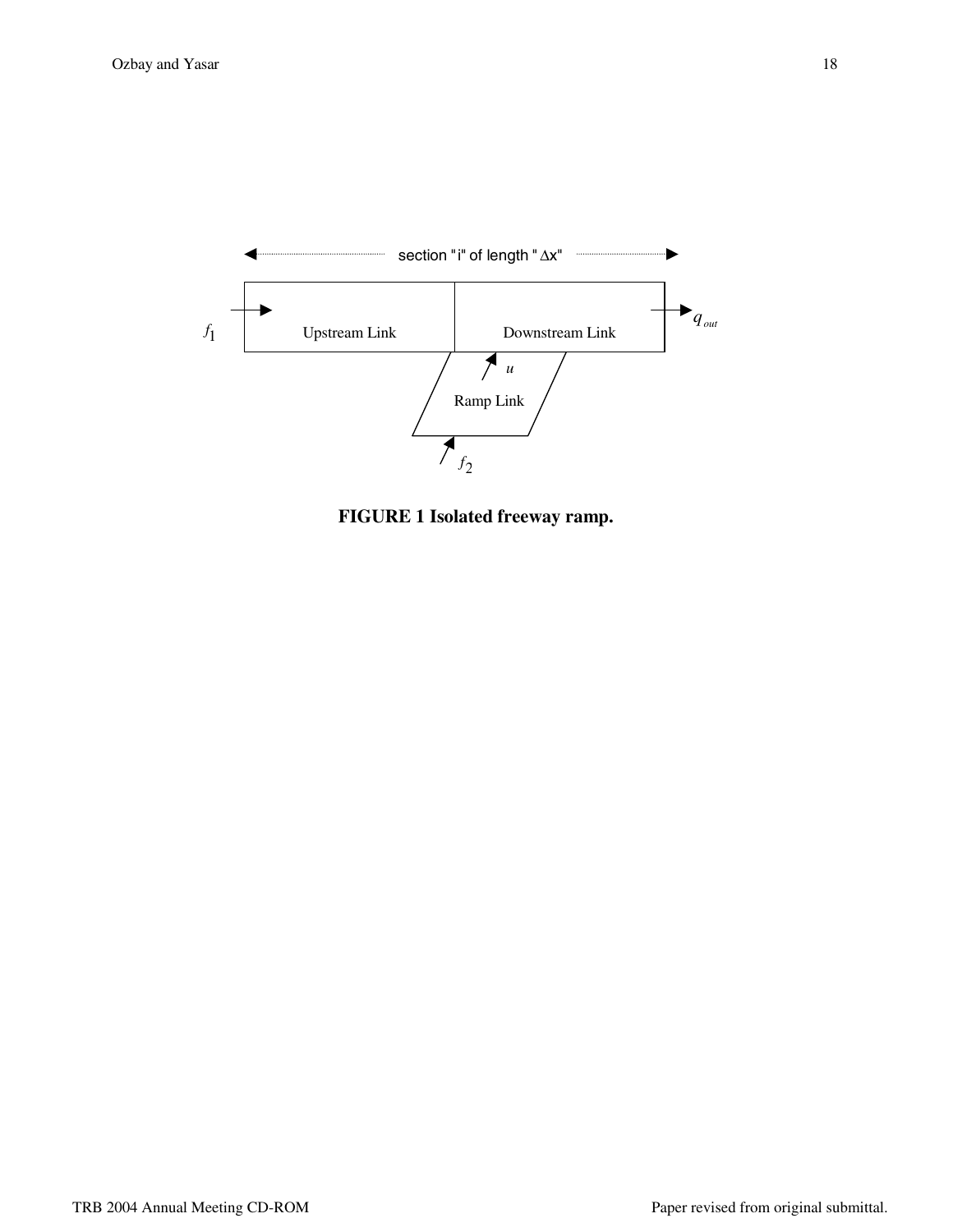section "i" of length "$\Delta$x"

$f_1$ Upstream Link Downstream Link $q_{out}$

$u$

Ramp Link

$f_2$

**FIGURE 1 Isolated freeway ramp.**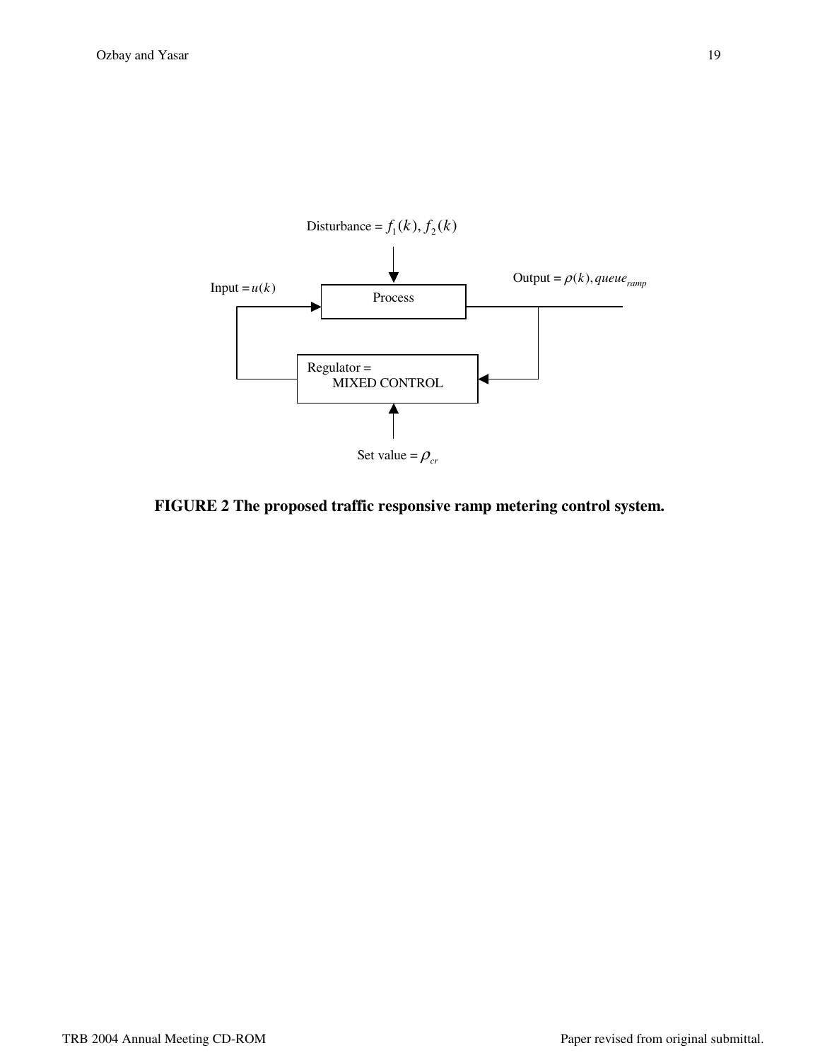Disturbance = $f_1(k), f_2(k)$

Input = $u(k)$

Process

Output = $\rho(k), queue_{ramp}$

Regulator = MIXED CONTROL

Set value = $\rho_{cr}$

**FIGURE 2 The proposed traffic responsive ramp metering control system.**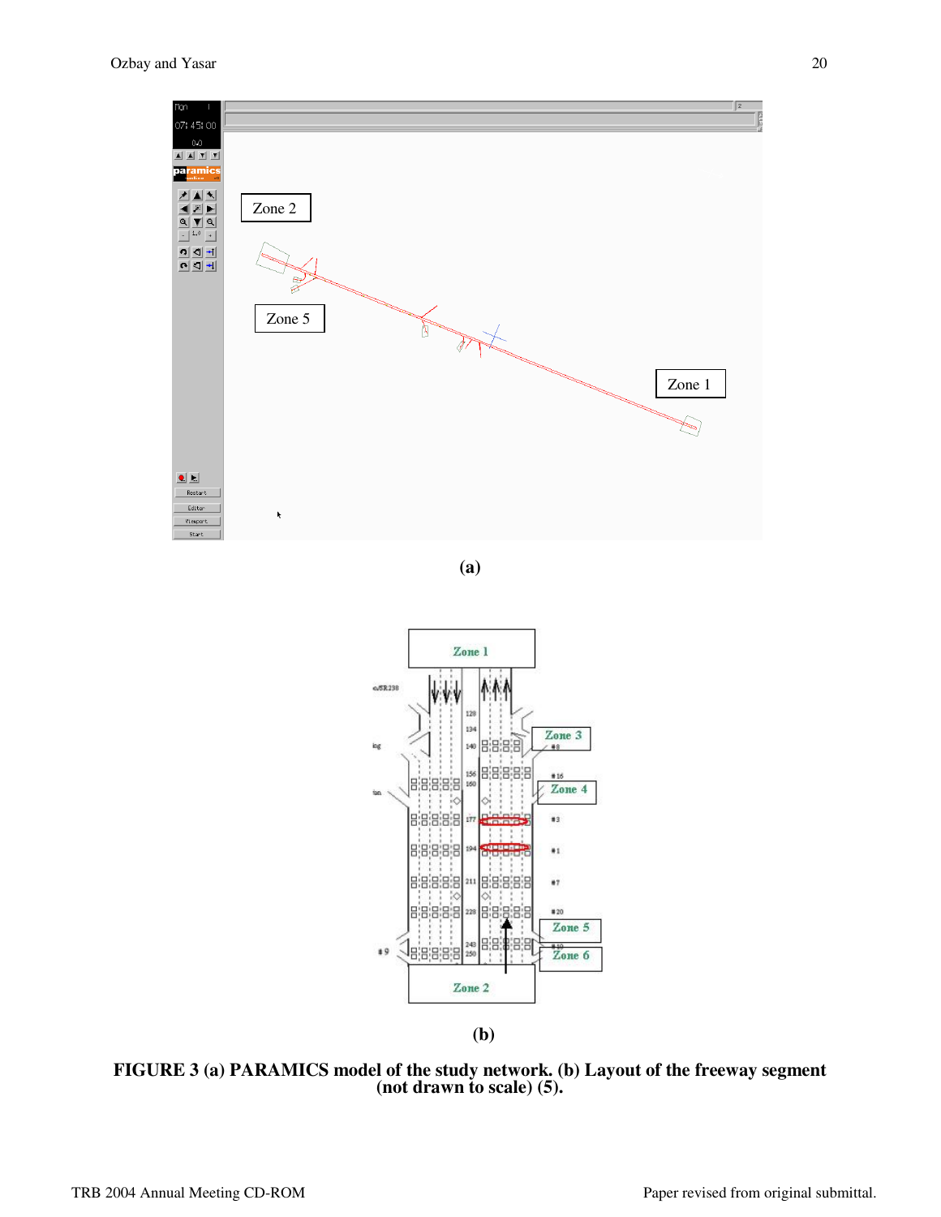(a)

(b)

**FIGURE 3 (a) PARAMICS model of the study network. (b) Layout of the freeway segment (not drawn to scale) (5).**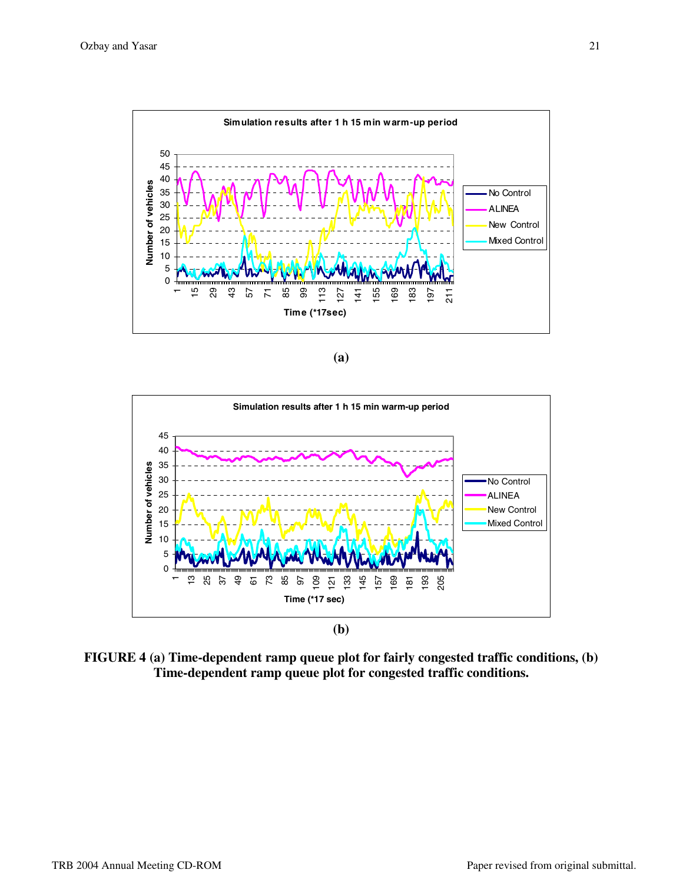Simulation results after 1 h 15 min warm-up period

Number of vehicles

50
45
40
35
30
25
20
15
10
5
0

1 15 29 43 57 71 85 99 113 127 141 155 169 183 197 211

Time (*17sec)

No Control
ALINEA
New Control
Mixed Control

**(a)**

Simulation results after 1 h 15 min warm-up period

Number of vehicles

45
40
35
30
25
20
15
10
5
0

1 13 25 37 49 61 73 85 97 109 121 133 145 157 169 181 193 205

Time (*17 sec)

No Control
ALINEA
New Control
Mixed Control

**(b)**

**FIGURE 4 (a) Time-dependent ramp queue plot for fairly congested traffic conditions, (b) Time-dependent ramp queue plot for congested traffic conditions.**